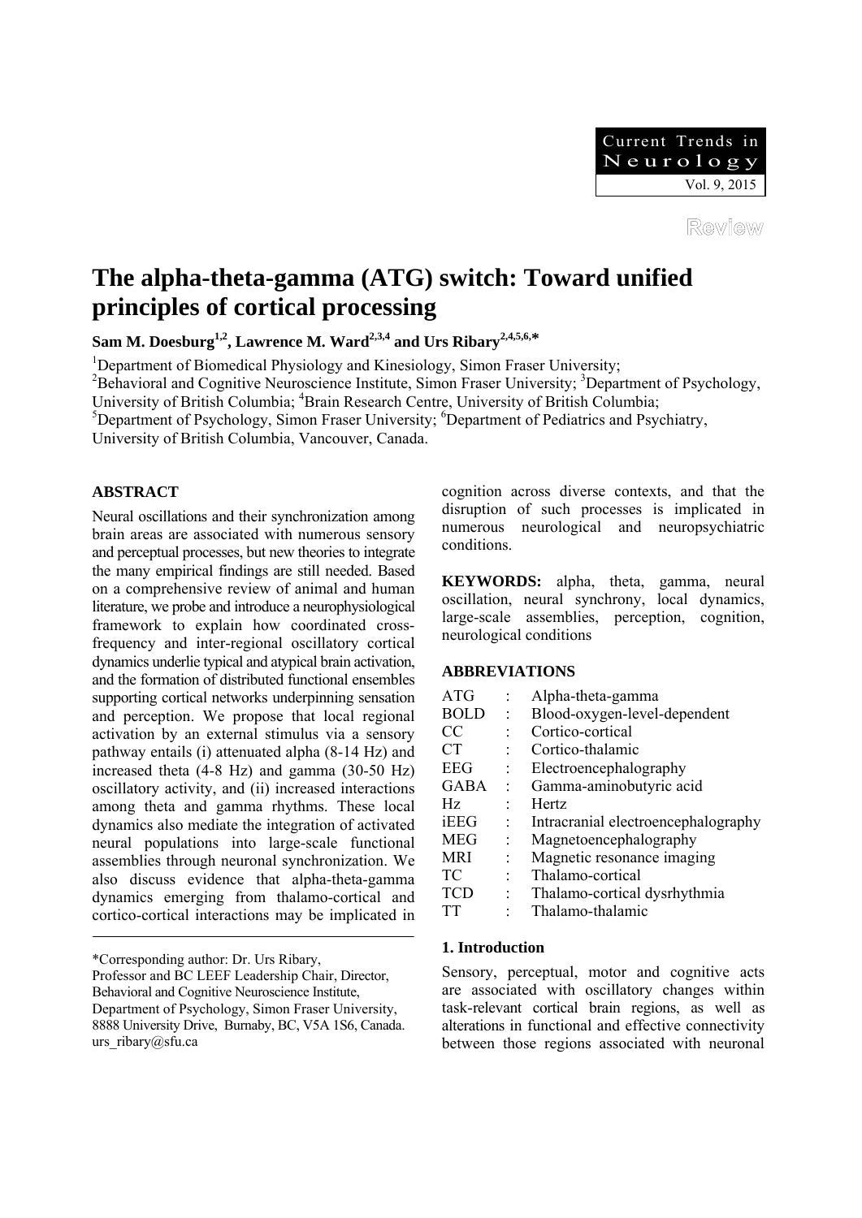Review

# The alpha-theta-gamma (ATG) switch: Toward unified principles of cortical processing

**Sam M. Doesburg[1,2], Lawrence M. Ward[2,3,4] and Urs Ribary[2,4,5,6,*]**

[1]Department of Biomedical Physiology and Kinesiology, Simon Fraser University;
[2]Behavioral and Cognitive Neuroscience Institute, Simon Fraser University; [3]Department of Psychology, University of British Columbia; [4]Brain Research Centre, University of British Columbia;
[5]Department of Psychology, Simon Fraser University; [6]Department of Pediatrics and Psychiatry, University of British Columbia, Vancouver, Canada.

## ABSTRACT

Neural oscillations and their synchronization among brain areas are associated with numerous sensory and perceptual processes, but new theories to integrate the many empirical findings are still needed. Based on a comprehensive review of animal and human literature, we probe and introduce a neurophysiological framework to explain how coordinated cross-frequency and inter-regional oscillatory cortical dynamics underlie typical and atypical brain activation, and the formation of distributed functional ensembles supporting cortical networks underpinning sensation and perception. We propose that local regional activation by an external stimulus via a sensory pathway entails (i) attenuated alpha (8-14 Hz) and increased theta (4-8 Hz) and gamma (30-50 Hz) oscillatory activity, and (ii) increased interactions among theta and gamma rhythms. These local dynamics also mediate the integration of activated neural populations into large-scale functional assemblies through neuronal synchronization. We also discuss evidence that alpha-theta-gamma dynamics emerging from thalamo-cortical and cortico-cortical interactions may be implicated in cognition across diverse contexts, and that the disruption of such processes is implicated in numerous neurological and neuropsychiatric conditions.

**KEYWORDS:** alpha, theta, gamma, neural oscillation, neural synchrony, local dynamics, large-scale assemblies, perception, cognition, neurological conditions

## ABBREVIATIONS

| | | |
|---|---|---|
| ATG | : | Alpha-theta-gamma |
| BOLD | : | Blood-oxygen-level-dependent |
| CC | : | Cortico-cortical |
| CT | : | Cortico-thalamic |
| EEG | : | Electroencephalography |
| GABA | : | Gamma-aminobutyric acid |
| Hz | : | Hertz |
| iEEG | : | Intracranial electroencephalography |
| MEG | : | Magnetoencephalography |
| MRI | : | Magnetic resonance imaging |
| TC | : | Thalamo-cortical |
| TCD | : | Thalamo-cortical dysrhythmia |
| TT | : | Thalamo-thalamic |

## 1. Introduction

Sensory, perceptual, motor and cognitive acts are associated with oscillatory changes within task-relevant cortical brain regions, as well as alterations in functional and effective connectivity between those regions associated with neuronal

---

*Corresponding author: Dr. Urs Ribary,
Professor and BC LEEF Leadership Chair, Director,
Behavioral and Cognitive Neuroscience Institute,
Department of Psychology, Simon Fraser University,
8888 University Drive, Burnaby, BC, V5A 1S6, Canada.
urs_ribary@sfu.ca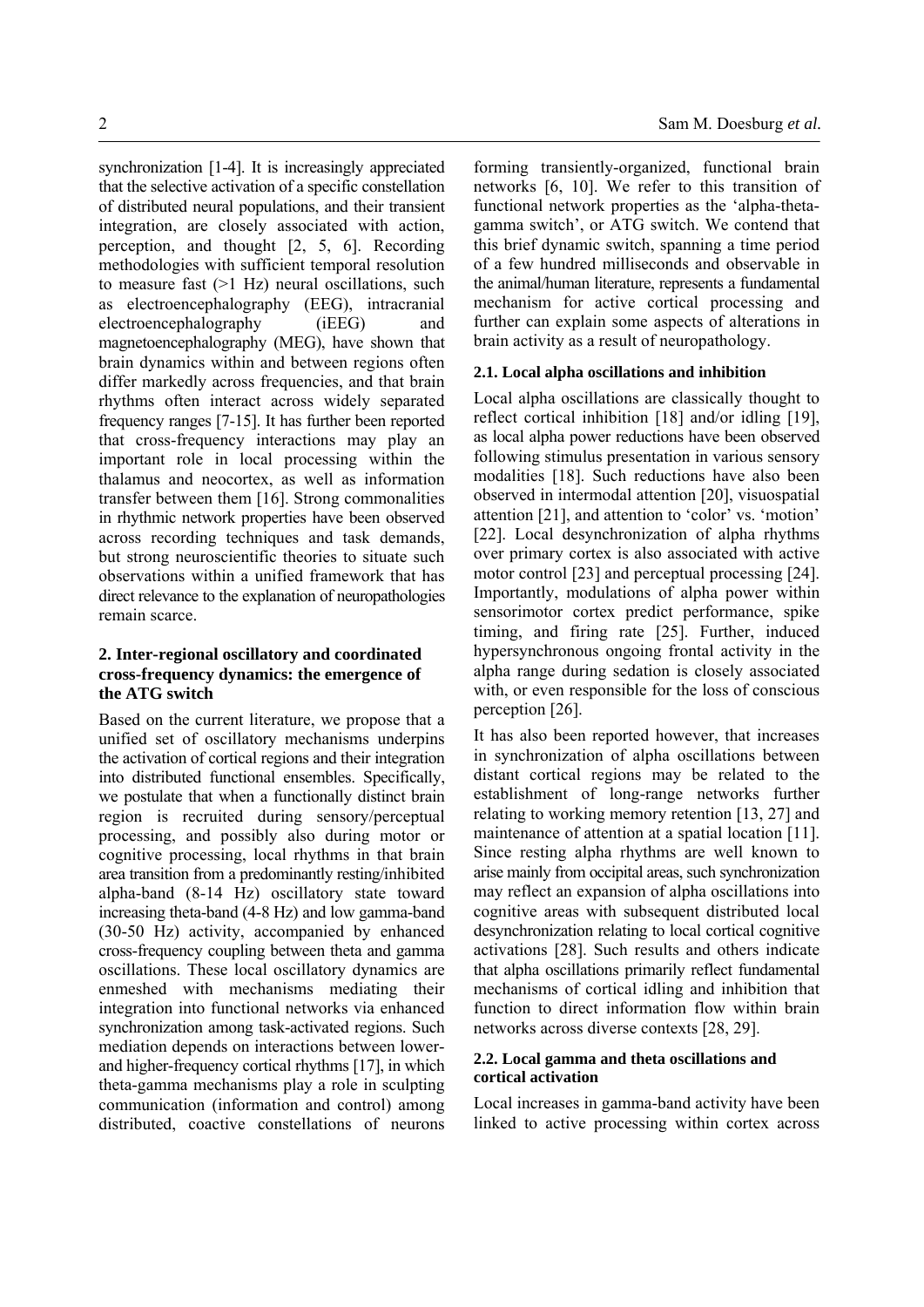synchronization [1-4]. It is increasingly appreciated that the selective activation of a specific constellation of distributed neural populations, and their transient integration, are closely associated with action, perception, and thought [2, 5, 6]. Recording methodologies with sufficient temporal resolution to measure fast (>1 Hz) neural oscillations, such as electroencephalography (EEG), intracranial electroencephalography (iEEG) and magnetoencephalography (MEG), have shown that brain dynamics within and between regions often differ markedly across frequencies, and that brain rhythms often interact across widely separated frequency ranges [7-15]. It has further been reported that cross-frequency interactions may play an important role in local processing within the thalamus and neocortex, as well as information transfer between them [16]. Strong commonalities in rhythmic network properties have been observed across recording techniques and task demands, but strong neuroscientific theories to situate such observations within a unified framework that has direct relevance to the explanation of neuropathologies remain scarce.

## 2. Inter-regional oscillatory and coordinated cross-frequency dynamics: the emergence of the ATG switch

Based on the current literature, we propose that a unified set of oscillatory mechanisms underpins the activation of cortical regions and their integration into distributed functional ensembles. Specifically, we postulate that when a functionally distinct brain region is recruited during sensory/perceptual processing, and possibly also during motor or cognitive processing, local rhythms in that brain area transition from a predominantly resting/inhibited alpha-band (8-14 Hz) oscillatory state toward increasing theta-band (4-8 Hz) and low gamma-band (30-50 Hz) activity, accompanied by enhanced cross-frequency coupling between theta and gamma oscillations. These local oscillatory dynamics are enmeshed with mechanisms mediating their integration into functional networks via enhanced synchronization among task-activated regions. Such mediation depends on interactions between lower- and higher-frequency cortical rhythms [17], in which theta-gamma mechanisms play a role in sculpting communication (information and control) among distributed, coactive constellations of neurons forming transiently-organized, functional brain networks [6, 10]. We refer to this transition of functional network properties as the 'alpha-theta-gamma switch', or ATG switch. We contend that this brief dynamic switch, spanning a time period of a few hundred milliseconds and observable in the animal/human literature, represents a fundamental mechanism for active cortical processing and further can explain some aspects of alterations in brain activity as a result of neuropathology.

### 2.1. Local alpha oscillations and inhibition

Local alpha oscillations are classically thought to reflect cortical inhibition [18] and/or idling [19], as local alpha power reductions have been observed following stimulus presentation in various sensory modalities [18]. Such reductions have also been observed in intermodal attention [20], visuospatial attention [21], and attention to 'color' vs. 'motion' [22]. Local desynchronization of alpha rhythms over primary cortex is also associated with active motor control [23] and perceptual processing [24]. Importantly, modulations of alpha power within sensorimotor cortex predict performance, spike timing, and firing rate [25]. Further, induced hypersynchronous ongoing frontal activity in the alpha range during sedation is closely associated with, or even responsible for the loss of conscious perception [26].

It has also been reported however, that increases in synchronization of alpha oscillations between distant cortical regions may be related to the establishment of long-range networks further relating to working memory retention [13, 27] and maintenance of attention at a spatial location [11]. Since resting alpha rhythms are well known to arise mainly from occipital areas, such synchronization may reflect an expansion of alpha oscillations into cognitive areas with subsequent distributed local desynchronization relating to local cortical cognitive activations [28]. Such results and others indicate that alpha oscillations primarily reflect fundamental mechanisms of cortical idling and inhibition that function to direct information flow within brain networks across diverse contexts [28, 29].

### 2.2. Local gamma and theta oscillations and cortical activation

Local increases in gamma-band activity have been linked to active processing within cortex across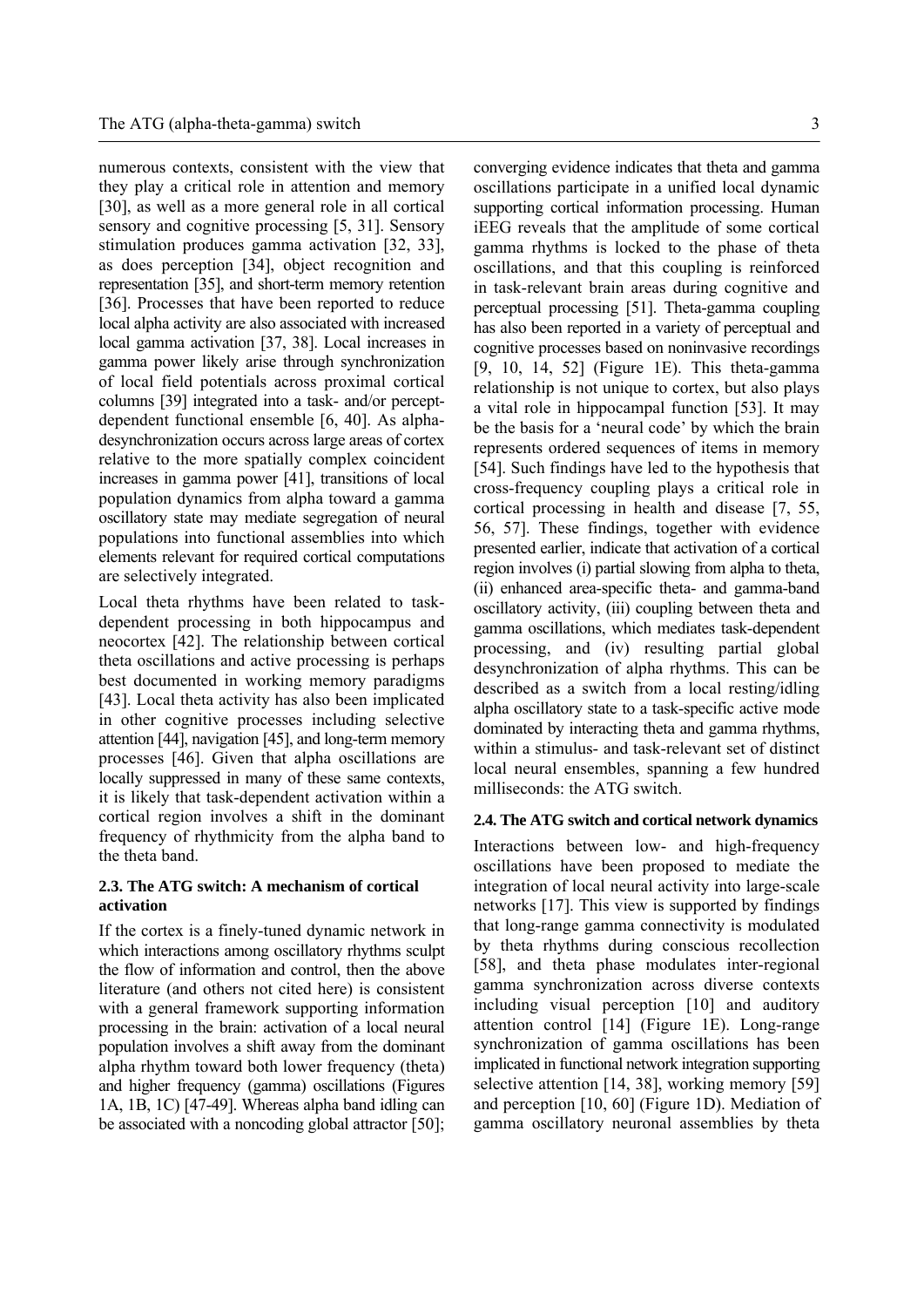numerous contexts, consistent with the view that they play a critical role in attention and memory [30], as well as a more general role in all cortical sensory and cognitive processing [5, 31]. Sensory stimulation produces gamma activation [32, 33], as does perception [34], object recognition and representation [35], and short-term memory retention [36]. Processes that have been reported to reduce local alpha activity are also associated with increased local gamma activation [37, 38]. Local increases in gamma power likely arise through synchronization of local field potentials across proximal cortical columns [39] integrated into a task- and/or percept-dependent functional ensemble [6, 40]. As alpha-desynchronization occurs across large areas of cortex relative to the more spatially complex coincident increases in gamma power [41], transitions of local population dynamics from alpha toward a gamma oscillatory state may mediate segregation of neural populations into functional assemblies into which elements relevant for required cortical computations are selectively integrated.

Local theta rhythms have been related to task-dependent processing in both hippocampus and neocortex [42]. The relationship between cortical theta oscillations and active processing is perhaps best documented in working memory paradigms [43]. Local theta activity has also been implicated in other cognitive processes including selective attention [44], navigation [45], and long-term memory processes [46]. Given that alpha oscillations are locally suppressed in many of these same contexts, it is likely that task-dependent activation within a cortical region involves a shift in the dominant frequency of rhythmicity from the alpha band to the theta band.

### 2.3. The ATG switch: A mechanism of cortical activation

If the cortex is a finely-tuned dynamic network in which interactions among oscillatory rhythms sculpt the flow of information and control, then the above literature (and others not cited here) is consistent with a general framework supporting information processing in the brain: activation of a local neural population involves a shift away from the dominant alpha rhythm toward both lower frequency (theta) and higher frequency (gamma) oscillations (Figures 1A, 1B, 1C) [47-49]. Whereas alpha band idling can be associated with a noncoding global attractor [50]; converging evidence indicates that theta and gamma oscillations participate in a unified local dynamic supporting cortical information processing. Human iEEG reveals that the amplitude of some cortical gamma rhythms is locked to the phase of theta oscillations, and that this coupling is reinforced in task-relevant brain areas during cognitive and perceptual processing [51]. Theta-gamma coupling has also been reported in a variety of perceptual and cognitive processes based on noninvasive recordings [9, 10, 14, 52] (Figure 1E). This theta-gamma relationship is not unique to cortex, but also plays a vital role in hippocampal function [53]. It may be the basis for a 'neural code' by which the brain represents ordered sequences of items in memory [54]. Such findings have led to the hypothesis that cross-frequency coupling plays a critical role in cortical processing in health and disease [7, 55, 56, 57]. These findings, together with evidence presented earlier, indicate that activation of a cortical region involves (i) partial slowing from alpha to theta, (ii) enhanced area-specific theta- and gamma-band oscillatory activity, (iii) coupling between theta and gamma oscillations, which mediates task-dependent processing, and (iv) resulting partial global desynchronization of alpha rhythms. This can be described as a switch from a local resting/idling alpha oscillatory state to a task-specific active mode dominated by interacting theta and gamma rhythms, within a stimulus- and task-relevant set of distinct local neural ensembles, spanning a few hundred milliseconds: the ATG switch.

### 2.4. The ATG switch and cortical network dynamics

Interactions between low- and high-frequency oscillations have been proposed to mediate the integration of local neural activity into large-scale networks [17]. This view is supported by findings that long-range gamma connectivity is modulated by theta rhythms during conscious recollection [58], and theta phase modulates inter-regional gamma synchronization across diverse contexts including visual perception [10] and auditory attention control [14] (Figure 1E). Long-range synchronization of gamma oscillations has been implicated in functional network integration supporting selective attention [14, 38], working memory [59] and perception [10, 60] (Figure 1D). Mediation of gamma oscillatory neuronal assemblies by theta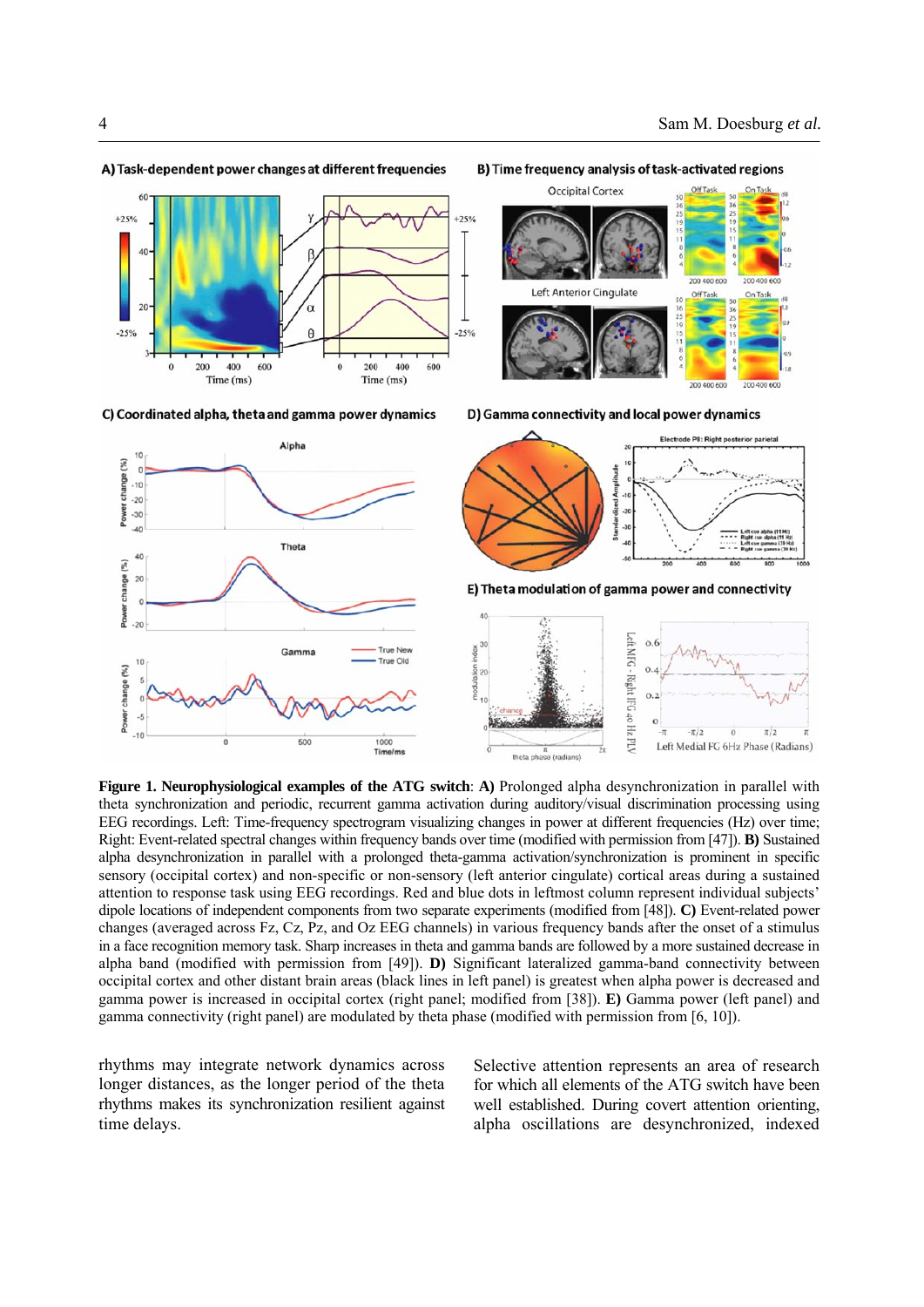**Figure 1. Neurophysiological examples of the ATG switch**: **A)** Prolonged alpha desynchronization in parallel with theta synchronization and periodic, recurrent gamma activation during auditory/visual discrimination processing using EEG recordings. Left: Time-frequency spectrogram visualizing changes in power at different frequencies (Hz) over time; Right: Event-related spectral changes within frequency bands over time (modified with permission from [47]). **B)** Sustained alpha desynchronization in parallel with a prolonged theta-gamma activation/synchronization is prominent in specific sensory (occipital cortex) and non-specific or non-sensory (left anterior cingulate) cortical areas during a sustained attention to response task using EEG recordings. Red and blue dots in leftmost column represent individual subjects' dipole locations of independent components from two separate experiments (modified from [48]). **C)** Event-related power changes (averaged across Fz, Cz, Pz, and Oz EEG channels) in various frequency bands after the onset of a stimulus in a face recognition memory task. Sharp increases in theta and gamma bands are followed by a more sustained decrease in alpha band (modified with permission from [49]). **D)** Significant lateralized gamma-band connectivity between occipital cortex and other distant brain areas (black lines in left panel) is greatest when alpha power is decreased and gamma power is increased in occipital cortex (right panel; modified from [38]). **E)** Gamma power (left panel) and gamma connectivity (right panel) are modulated by theta phase (modified with permission from [6, 10]).

rhythms may integrate network dynamics across longer distances, as the longer period of the theta rhythms makes its synchronization resilient against time delays.

Selective attention represents an area of research for which all elements of the ATG switch have been well established. During covert attention orienting, alpha oscillations are desynchronized, indexed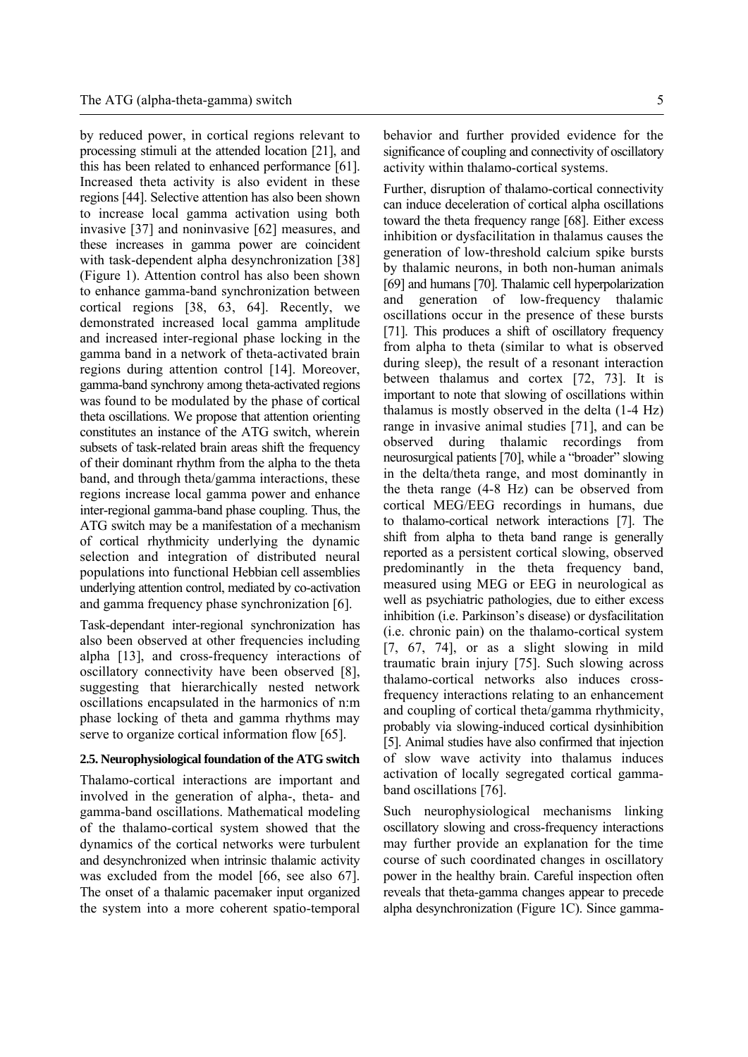by reduced power, in cortical regions relevant to processing stimuli at the attended location [21], and this has been related to enhanced performance [61]. Increased theta activity is also evident in these regions [44]. Selective attention has also been shown to increase local gamma activation using both invasive [37] and noninvasive [62] measures, and these increases in gamma power are coincident with task-dependent alpha desynchronization [38] (Figure 1). Attention control has also been shown to enhance gamma-band synchronization between cortical regions [38, 63, 64]. Recently, we demonstrated increased local gamma amplitude and increased inter-regional phase locking in the gamma band in a network of theta-activated brain regions during attention control [14]. Moreover, gamma-band synchrony among theta-activated regions was found to be modulated by the phase of cortical theta oscillations. We propose that attention orienting constitutes an instance of the ATG switch, wherein subsets of task-related brain areas shift the frequency of their dominant rhythm from the alpha to the theta band, and through theta/gamma interactions, these regions increase local gamma power and enhance inter-regional gamma-band phase coupling. Thus, the ATG switch may be a manifestation of a mechanism of cortical rhythmicity underlying the dynamic selection and integration of distributed neural populations into functional Hebbian cell assemblies underlying attention control, mediated by co-activation and gamma frequency phase synchronization [6].

Task-dependant inter-regional synchronization has also been observed at other frequencies including alpha [13], and cross-frequency interactions of oscillatory connectivity have been observed [8], suggesting that hierarchically nested network oscillations encapsulated in the harmonics of n:m phase locking of theta and gamma rhythms may serve to organize cortical information flow [65].

## 2.5. Neurophysiological foundation of the ATG switch

Thalamo-cortical interactions are important and involved in the generation of alpha-, theta- and gamma-band oscillations. Mathematical modeling of the thalamo-cortical system showed that the dynamics of the cortical networks were turbulent and desynchronized when intrinsic thalamic activity was excluded from the model [66, see also 67]. The onset of a thalamic pacemaker input organized the system into a more coherent spatio-temporal behavior and further provided evidence for the significance of coupling and connectivity of oscillatory activity within thalamo-cortical systems.

Further, disruption of thalamo-cortical connectivity can induce deceleration of cortical alpha oscillations toward the theta frequency range [68]. Either excess inhibition or dysfacilitation in thalamus causes the generation of low-threshold calcium spike bursts by thalamic neurons, in both non-human animals [69] and humans [70]. Thalamic cell hyperpolarization and generation of low-frequency thalamic oscillations occur in the presence of these bursts [71]. This produces a shift of oscillatory frequency from alpha to theta (similar to what is observed during sleep), the result of a resonant interaction between thalamus and cortex [72, 73]. It is important to note that slowing of oscillations within thalamus is mostly observed in the delta (1-4 Hz) range in invasive animal studies [71], and can be observed during thalamic recordings from neurosurgical patients [70], while a "broader" slowing in the delta/theta range, and most dominantly in the theta range (4-8 Hz) can be observed from cortical MEG/EEG recordings in humans, due to thalamo-cortical network interactions [7]. The shift from alpha to theta band range is generally reported as a persistent cortical slowing, observed predominantly in the theta frequency band, measured using MEG or EEG in neurological as well as psychiatric pathologies, due to either excess inhibition (i.e. Parkinson's disease) or dysfacilitation (i.e. chronic pain) on the thalamo-cortical system [7, 67, 74], or as a slight slowing in mild traumatic brain injury [75]. Such slowing across thalamo-cortical networks also induces cross-frequency interactions relating to an enhancement and coupling of cortical theta/gamma rhythmicity, probably via slowing-induced cortical dysinhibition [5]. Animal studies have also confirmed that injection of slow wave activity into thalamus induces activation of locally segregated cortical gamma-band oscillations [76].

Such neurophysiological mechanisms linking oscillatory slowing and cross-frequency interactions may further provide an explanation for the time course of such coordinated changes in oscillatory power in the healthy brain. Careful inspection often reveals that theta-gamma changes appear to precede alpha desynchronization (Figure 1C). Since gamma-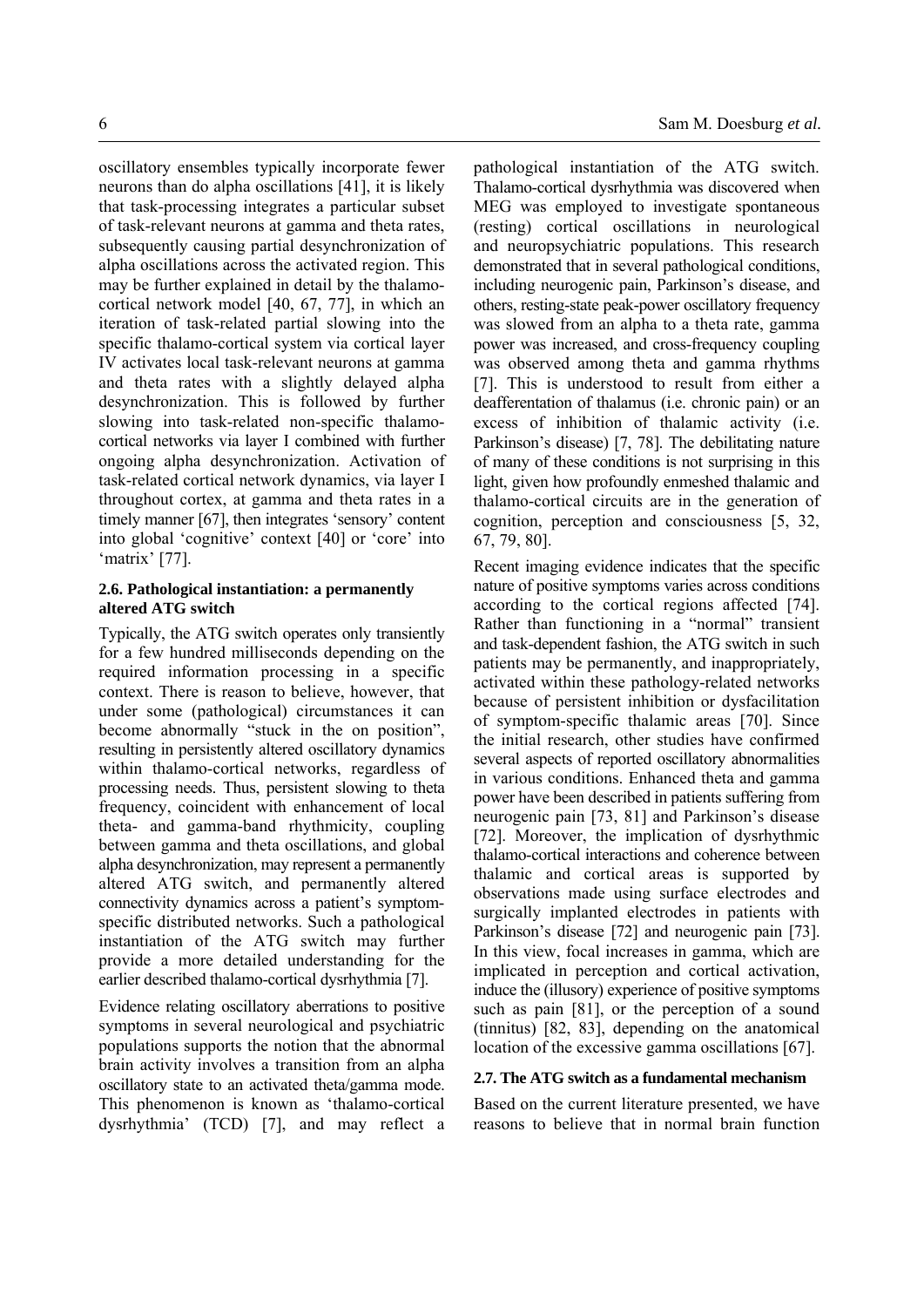oscillatory ensembles typically incorporate fewer neurons than do alpha oscillations [41], it is likely that task-processing integrates a particular subset of task-relevant neurons at gamma and theta rates, subsequently causing partial desynchronization of alpha oscillations across the activated region. This may be further explained in detail by the thalamo-cortical network model [40, 67, 77], in which an iteration of task-related partial slowing into the specific thalamo-cortical system via cortical layer IV activates local task-relevant neurons at gamma and theta rates with a slightly delayed alpha desynchronization. This is followed by further slowing into task-related non-specific thalamo-cortical networks via layer I combined with further ongoing alpha desynchronization. Activation of task-related cortical network dynamics, via layer I throughout cortex, at gamma and theta rates in a timely manner [67], then integrates 'sensory' content into global 'cognitive' context [40] or 'core' into 'matrix' [77].

### 2.6. Pathological instantiation: a permanently altered ATG switch

Typically, the ATG switch operates only transiently for a few hundred milliseconds depending on the required information processing in a specific context. There is reason to believe, however, that under some (pathological) circumstances it can become abnormally "stuck in the on position", resulting in persistently altered oscillatory dynamics within thalamo-cortical networks, regardless of processing needs. Thus, persistent slowing to theta frequency, coincident with enhancement of local theta- and gamma-band rhythmicity, coupling between gamma and theta oscillations, and global alpha desynchronization, may represent a permanently altered ATG switch, and permanently altered connectivity dynamics across a patient's symptom-specific distributed networks. Such a pathological instantiation of the ATG switch may further provide a more detailed understanding for the earlier described thalamo-cortical dysrhythmia [7].

Evidence relating oscillatory aberrations to positive symptoms in several neurological and psychiatric populations supports the notion that the abnormal brain activity involves a transition from an alpha oscillatory state to an activated theta/gamma mode. This phenomenon is known as 'thalamo-cortical dysrhythmia' (TCD) [7], and may reflect a pathological instantiation of the ATG switch. Thalamo-cortical dysrhythmia was discovered when MEG was employed to investigate spontaneous (resting) cortical oscillations in neurological and neuropsychiatric populations. This research demonstrated that in several pathological conditions, including neurogenic pain, Parkinson's disease, and others, resting-state peak-power oscillatory frequency was slowed from an alpha to a theta rate, gamma power was increased, and cross-frequency coupling was observed among theta and gamma rhythms [7]. This is understood to result from either a deafferentation of thalamus (i.e. chronic pain) or an excess of inhibition of thalamic activity (i.e. Parkinson's disease) [7, 78]. The debilitating nature of many of these conditions is not surprising in this light, given how profoundly enmeshed thalamic and thalamo-cortical circuits are in the generation of cognition, perception and consciousness [5, 32, 67, 79, 80].

Recent imaging evidence indicates that the specific nature of positive symptoms varies across conditions according to the cortical regions affected [74]. Rather than functioning in a "normal" transient and task-dependent fashion, the ATG switch in such patients may be permanently, and inappropriately, activated within these pathology-related networks because of persistent inhibition or dysfacilitation of symptom-specific thalamic areas [70]. Since the initial research, other studies have confirmed several aspects of reported oscillatory abnormalities in various conditions. Enhanced theta and gamma power have been described in patients suffering from neurogenic pain [73, 81] and Parkinson's disease [72]. Moreover, the implication of dysrhythmic thalamo-cortical interactions and coherence between thalamic and cortical areas is supported by observations made using surface electrodes and surgically implanted electrodes in patients with Parkinson's disease [72] and neurogenic pain [73]. In this view, focal increases in gamma, which are implicated in perception and cortical activation, induce the (illusory) experience of positive symptoms such as pain [81], or the perception of a sound (tinnitus) [82, 83], depending on the anatomical location of the excessive gamma oscillations [67].

### 2.7. The ATG switch as a fundamental mechanism

Based on the current literature presented, we have reasons to believe that in normal brain function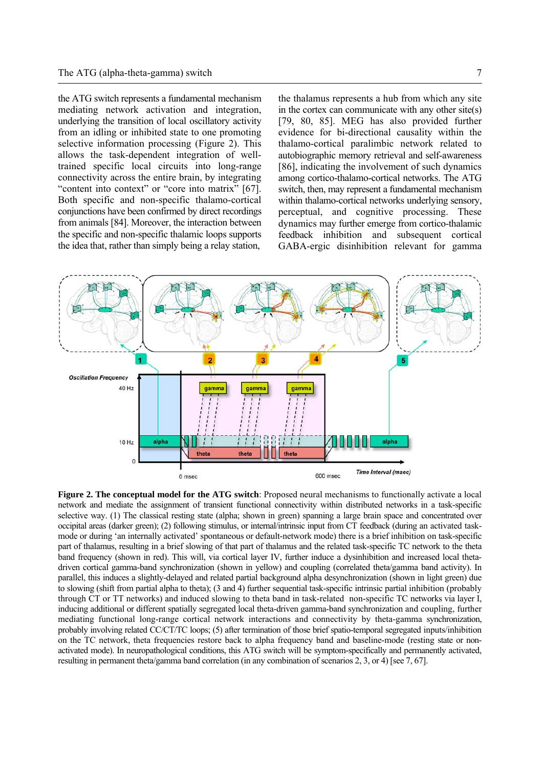the ATG switch represents a fundamental mechanism mediating network activation and integration, underlying the transition of local oscillatory activity from an idling or inhibited state to one promoting selective information processing (Figure 2). This allows the task-dependent integration of well-trained specific local circuits into long-range connectivity across the entire brain, by integrating "content into context" or "core into matrix" [67]. Both specific and non-specific thalamo-cortical conjunctions have been confirmed by direct recordings from animals [84]. Moreover, the interaction between the specific and non-specific thalamic loops supports the idea that, rather than simply being a relay station, the thalamus represents a hub from which any site in the cortex can communicate with any other site(s) [79, 80, 85]. MEG has also provided further evidence for bi-directional causality within the thalamo-cortical paralimbic network related to autobiographic memory retrieval and self-awareness [86], indicating the involvement of such dynamics among cortico-thalamo-cortical networks. The ATG switch, then, may represent a fundamental mechanism within thalamo-cortical networks underlying sensory, perceptual, and cognitive processing. These dynamics may further emerge from cortico-thalamic feedback inhibition and subsequent cortical GABA-ergic disinhibition relevant for gamma

**Figure 2. The conceptual model for the ATG switch**: Proposed neural mechanisms to functionally activate a local network and mediate the assignment of transient functional connectivity within distributed networks in a task-specific selective way. (1) The classical resting state (alpha; shown in green) spanning a large brain space and concentrated over occipital areas (darker green); (2) following stimulus, or internal/intrinsic input from CT feedback (during an activated task-mode or during 'an internally activated' spontaneous or default-network mode) there is a brief inhibition on task-specific part of thalamus, resulting in a brief slowing of that part of thalamus and the related task-specific TC network to the theta band frequency (shown in red). This will, via cortical layer IV, further induce a dysinhibition and increased local theta-driven cortical gamma-band synchronization (shown in yellow) and coupling (correlated theta/gamma band activity). In parallel, this induces a slightly-delayed and related partial background alpha desynchronization (shown in light green) due to slowing (shift from partial alpha to theta); (3 and 4) further sequential task-specific intrinsic partial inhibition (probably through CT or TT networks) and induced slowing to theta band in task-related non-specific TC networks via layer I, inducing additional or different spatially segregated local theta-driven gamma-band synchronization and coupling, further mediating functional long-range cortical network interactions and connectivity by theta-gamma synchronization, probably involving related CC/CT/TC loops; (5) after termination of those brief spatio-temporal segregated inputs/inhibition on the TC network, theta frequencies restore back to alpha frequency band and baseline-mode (resting state or non-activated mode). In neuropathological conditions, this ATG switch will be symptom-specifically and permanently activated, resulting in permanent theta/gamma band correlation (in any combination of scenarios 2, 3, or 4) [see 7, 67].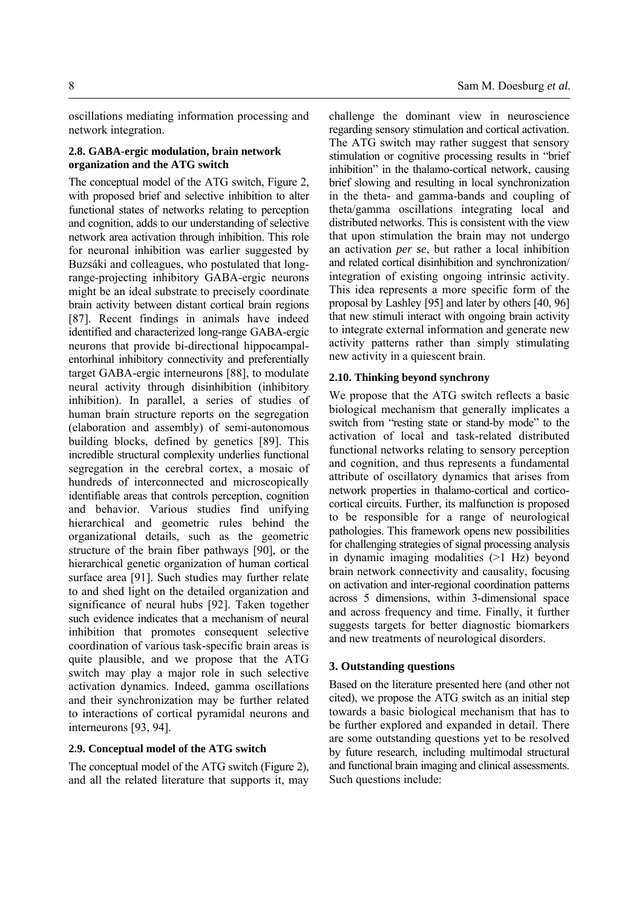oscillations mediating information processing and network integration.

### 2.8. GABA-ergic modulation, brain network organization and the ATG switch

The conceptual model of the ATG switch, Figure 2, with proposed brief and selective inhibition to alter functional states of networks relating to perception and cognition, adds to our understanding of selective network area activation through inhibition. This role for neuronal inhibition was earlier suggested by Buzsáki and colleagues, who postulated that long-range-projecting inhibitory GABA-ergic neurons might be an ideal substrate to precisely coordinate brain activity between distant cortical brain regions [87]. Recent findings in animals have indeed identified and characterized long-range GABA-ergic neurons that provide bi-directional hippocampal-entorhinal inhibitory connectivity and preferentially target GABA-ergic interneurons [88], to modulate neural activity through disinhibition (inhibitory inhibition). In parallel, a series of studies of human brain structure reports on the segregation (elaboration and assembly) of semi-autonomous building blocks, defined by genetics [89]. This incredible structural complexity underlies functional segregation in the cerebral cortex, a mosaic of hundreds of interconnected and microscopically identifiable areas that controls perception, cognition and behavior. Various studies find unifying hierarchical and geometric rules behind the organizational details, such as the geometric structure of the brain fiber pathways [90], or the hierarchical genetic organization of human cortical surface area [91]. Such studies may further relate to and shed light on the detailed organization and significance of neural hubs [92]. Taken together such evidence indicates that a mechanism of neural inhibition that promotes consequent selective coordination of various task-specific brain areas is quite plausible, and we propose that the ATG switch may play a major role in such selective activation dynamics. Indeed, gamma oscillations and their synchronization may be further related to interactions of cortical pyramidal neurons and interneurons [93, 94].

### 2.9. Conceptual model of the ATG switch

The conceptual model of the ATG switch (Figure 2), and all the related literature that supports it, may challenge the dominant view in neuroscience regarding sensory stimulation and cortical activation. The ATG switch may rather suggest that sensory stimulation or cognitive processing results in "brief inhibition" in the thalamo-cortical network, causing brief slowing and resulting in local synchronization in the theta- and gamma-bands and coupling of theta/gamma oscillations integrating local and distributed networks. This is consistent with the view that upon stimulation the brain may not undergo an activation *per se*, but rather a local inhibition and related cortical disinhibition and synchronization/ integration of existing ongoing intrinsic activity. This idea represents a more specific form of the proposal by Lashley [95] and later by others [40, 96] that new stimuli interact with ongoing brain activity to integrate external information and generate new activity patterns rather than simply stimulating new activity in a quiescent brain.

### 2.10. Thinking beyond synchrony

We propose that the ATG switch reflects a basic biological mechanism that generally implicates a switch from "resting state or stand-by mode" to the activation of local and task-related distributed functional networks relating to sensory perception and cognition, and thus represents a fundamental attribute of oscillatory dynamics that arises from network properties in thalamo-cortical and cortico-cortical circuits. Further, its malfunction is proposed to be responsible for a range of neurological pathologies. This framework opens new possibilities for challenging strategies of signal processing analysis in dynamic imaging modalities (>1 Hz) beyond brain network connectivity and causality, focusing on activation and inter-regional coordination patterns across 5 dimensions, within 3-dimensional space and across frequency and time. Finally, it further suggests targets for better diagnostic biomarkers and new treatments of neurological disorders.

## 3. Outstanding questions

Based on the literature presented here (and other not cited), we propose the ATG switch as an initial step towards a basic biological mechanism that has to be further explored and expanded in detail. There are some outstanding questions yet to be resolved by future research, including multimodal structural and functional brain imaging and clinical assessments. Such questions include: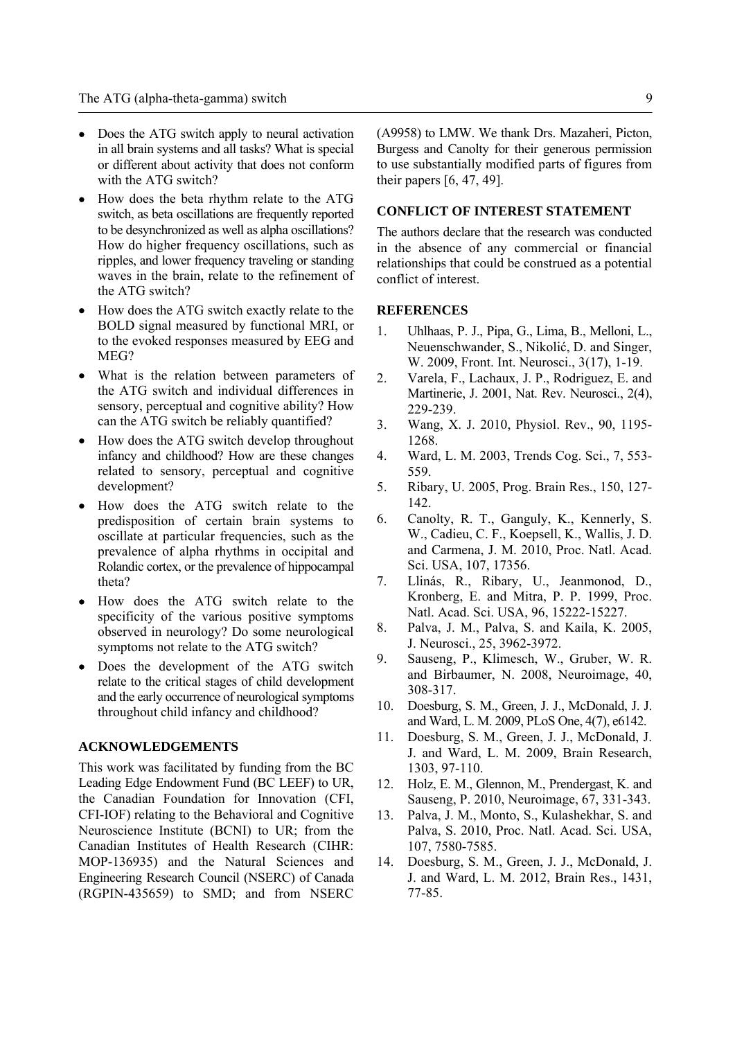- Does the ATG switch apply to neural activation in all brain systems and all tasks? What is special or different about activity that does not conform with the ATG switch?
- How does the beta rhythm relate to the ATG switch, as beta oscillations are frequently reported to be desynchronized as well as alpha oscillations? How do higher frequency oscillations, such as ripples, and lower frequency traveling or standing waves in the brain, relate to the refinement of the ATG switch?
- How does the ATG switch exactly relate to the BOLD signal measured by functional MRI, or to the evoked responses measured by EEG and MEG?
- What is the relation between parameters of the ATG switch and individual differences in sensory, perceptual and cognitive ability? How can the ATG switch be reliably quantified?
- How does the ATG switch develop throughout infancy and childhood? How are these changes related to sensory, perceptual and cognitive development?
- How does the ATG switch relate to the predisposition of certain brain systems to oscillate at particular frequencies, such as the prevalence of alpha rhythms in occipital and Rolandic cortex, or the prevalence of hippocampal theta?
- How does the ATG switch relate to the specificity of the various positive symptoms observed in neurology? Do some neurological symptoms not relate to the ATG switch?
- Does the development of the ATG switch relate to the critical stages of child development and the early occurrence of neurological symptoms throughout child infancy and childhood?

## ACKNOWLEDGEMENTS

This work was facilitated by funding from the BC Leading Edge Endowment Fund (BC LEEF) to UR, the Canadian Foundation for Innovation (CFI, CFI-IOF) relating to the Behavioral and Cognitive Neuroscience Institute (BCNI) to UR; from the Canadian Institutes of Health Research (CIHR: MOP-136935) and the Natural Sciences and Engineering Research Council (NSERC) of Canada (RGPIN-435659) to SMD; and from NSERC (A9958) to LMW. We thank Drs. Mazaheri, Picton, Burgess and Canolty for their generous permission to use substantially modified parts of figures from their papers [6, 47, 49].

## CONFLICT OF INTEREST STATEMENT

The authors declare that the research was conducted in the absence of any commercial or financial relationships that could be construed as a potential conflict of interest.

## REFERENCES

1. Uhlhaas, P. J., Pipa, G., Lima, B., Melloni, L., Neuenschwander, S., Nikolić, D. and Singer, W. 2009, Front. Int. Neurosci., 3(17), 1-19.
2. Varela, F., Lachaux, J. P., Rodriguez, E. and Martinerie, J. 2001, Nat. Rev. Neurosci., 2(4), 229-239.
3. Wang, X. J. 2010, Physiol. Rev., 90, 1195-1268.
4. Ward, L. M. 2003, Trends Cog. Sci., 7, 553-559.
5. Ribary, U. 2005, Prog. Brain Res., 150, 127-142.
6. Canolty, R. T., Ganguly, K., Kennerly, S. W., Cadieu, C. F., Koepsell, K., Wallis, J. D. and Carmena, J. M. 2010, Proc. Natl. Acad. Sci. USA, 107, 17356.
7. Llinás, R., Ribary, U., Jeanmonod, D., Kronberg, E. and Mitra, P. P. 1999, Proc. Natl. Acad. Sci. USA, 96, 15222-15227.
8. Palva, J. M., Palva, S. and Kaila, K. 2005, J. Neurosci., 25, 3962-3972.
9. Sauseng, P., Klimesch, W., Gruber, W. R. and Birbaumer, N. 2008, Neuroimage, 40, 308-317.
10. Doesburg, S. M., Green, J. J., McDonald, J. J. and Ward, L. M. 2009, PLoS One, 4(7), e6142.
11. Doesburg, S. M., Green, J. J., McDonald, J. J. and Ward, L. M. 2009, Brain Research, 1303, 97-110.
12. Holz, E. M., Glennon, M., Prendergast, K. and Sauseng, P. 2010, Neuroimage, 67, 331-343.
13. Palva, J. M., Monto, S., Kulashekhar, S. and Palva, S. 2010, Proc. Natl. Acad. Sci. USA, 107, 7580-7585.
14. Doesburg, S. M., Green, J. J., McDonald, J. J. and Ward, L. M. 2012, Brain Res., 1431, 77-85.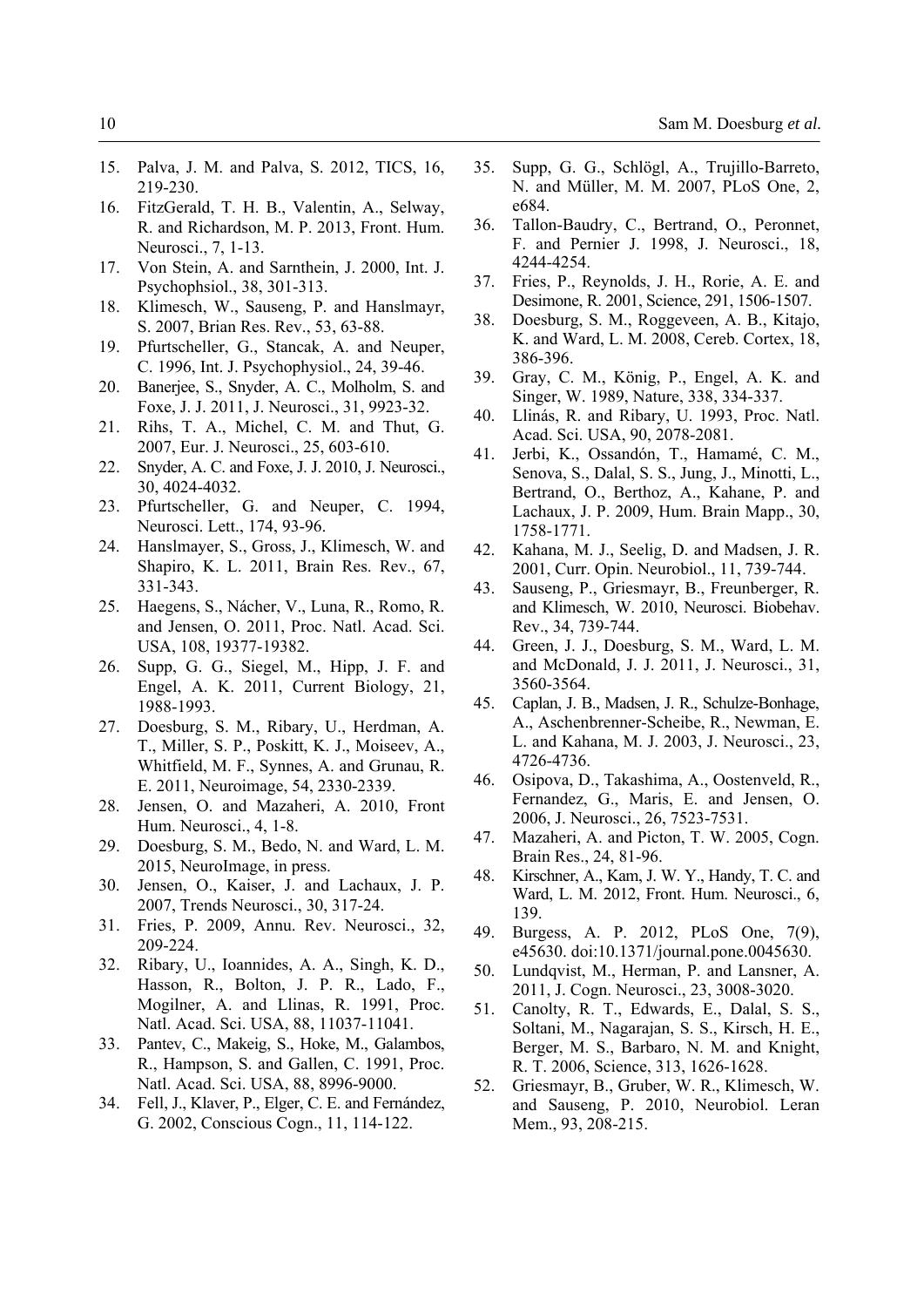15. Palva, J. M. and Palva, S. 2012, TICS, 16, 219-230.
16. FitzGerald, T. H. B., Valentin, A., Selway, R. and Richardson, M. P. 2013, Front. Hum. Neurosci., 7, 1-13.
17. Von Stein, A. and Sarnthein, J. 2000, Int. J. Psychophsiol., 38, 301-313.
18. Klimesch, W., Sauseng, P. and Hanslmayr, S. 2007, Brian Res. Rev., 53, 63-88.
19. Pfurtscheller, G., Stancak, A. and Neuper, C. 1996, Int. J. Psychophysiol., 24, 39-46.
20. Banerjee, S., Snyder, A. C., Molholm, S. and Foxe, J. J. 2011, J. Neurosci., 31, 9923-32.
21. Rihs, T. A., Michel, C. M. and Thut, G. 2007, Eur. J. Neurosci., 25, 603-610.
22. Snyder, A. C. and Foxe, J. J. 2010, J. Neurosci., 30, 4024-4032.
23. Pfurtscheller, G. and Neuper, C. 1994, Neurosci. Lett., 174, 93-96.
24. Hanslmayer, S., Gross, J., Klimesch, W. and Shapiro, K. L. 2011, Brain Res. Rev., 67, 331-343.
25. Haegens, S., Nácher, V., Luna, R., Romo, R. and Jensen, O. 2011, Proc. Natl. Acad. Sci. USA, 108, 19377-19382.
26. Supp, G. G., Siegel, M., Hipp, J. F. and Engel, A. K. 2011, Current Biology, 21, 1988-1993.
27. Doesburg, S. M., Ribary, U., Herdman, A. T., Miller, S. P., Poskitt, K. J., Moiseev, A., Whitfield, M. F., Synnes, A. and Grunau, R. E. 2011, Neuroimage, 54, 2330-2339.
28. Jensen, O. and Mazaheri, A. 2010, Front Hum. Neurosci., 4, 1-8.
29. Doesburg, S. M., Bedo, N. and Ward, L. M. 2015, NeuroImage, in press.
30. Jensen, O., Kaiser, J. and Lachaux, J. P. 2007, Trends Neurosci., 30, 317-24.
31. Fries, P. 2009, Annu. Rev. Neurosci., 32, 209-224.
32. Ribary, U., Ioannides, A. A., Singh, K. D., Hasson, R., Bolton, J. P. R., Lado, F., Mogilner, A. and Llinas, R. 1991, Proc. Natl. Acad. Sci. USA, 88, 11037-11041.
33. Pantev, C., Makeig, S., Hoke, M., Galambos, R., Hampson, S. and Gallen, C. 1991, Proc. Natl. Acad. Sci. USA, 88, 8996-9000.
34. Fell, J., Klaver, P., Elger, C. E. and Fernández, G. 2002, Conscious Cogn., 11, 114-122.
35. Supp, G. G., Schlögl, A., Trujillo-Barreto, N. and Müller, M. M. 2007, PLoS One, 2, e684.
36. Tallon-Baudry, C., Bertrand, O., Peronnet, F. and Pernier J. 1998, J. Neurosci., 18, 4244-4254.
37. Fries, P., Reynolds, J. H., Rorie, A. E. and Desimone, R. 2001, Science, 291, 1506-1507.
38. Doesburg, S. M., Roggeveen, A. B., Kitajo, K. and Ward, L. M. 2008, Cereb. Cortex, 18, 386-396.
39. Gray, C. M., König, P., Engel, A. K. and Singer, W. 1989, Nature, 338, 334-337.
40. Llinás, R. and Ribary, U. 1993, Proc. Natl. Acad. Sci. USA, 90, 2078-2081.
41. Jerbi, K., Ossandón, T., Hamamé, C. M., Senova, S., Dalal, S. S., Jung, J., Minotti, L., Bertrand, O., Berthoz, A., Kahane, P. and Lachaux, J. P. 2009, Hum. Brain Mapp., 30, 1758-1771.
42. Kahana, M. J., Seelig, D. and Madsen, J. R. 2001, Curr. Opin. Neurobiol., 11, 739-744.
43. Sauseng, P., Griesmayr, B., Freunberger, R. and Klimesch, W. 2010, Neurosci. Biobehav. Rev., 34, 739-744.
44. Green, J. J., Doesburg, S. M., Ward, L. M. and McDonald, J. J. 2011, J. Neurosci., 31, 3560-3564.
45. Caplan, J. B., Madsen, J. R., Schulze-Bonhage, A., Aschenbrenner-Scheibe, R., Newman, E. L. and Kahana, M. J. 2003, J. Neurosci., 23, 4726-4736.
46. Osipova, D., Takashima, A., Oostenveld, R., Fernandez, G., Maris, E. and Jensen, O. 2006, J. Neurosci., 26, 7523-7531.
47. Mazaheri, A. and Picton, T. W. 2005, Cogn. Brain Res., 24, 81-96.
48. Kirschner, A., Kam, J. W. Y., Handy, T. C. and Ward, L. M. 2012, Front. Hum. Neurosci., 6, 139.
49. Burgess, A. P. 2012, PLoS One, 7(9), e45630. doi:10.1371/journal.pone.0045630.
50. Lundqvist, M., Herman, P. and Lansner, A. 2011, J. Cogn. Neurosci., 23, 3008-3020.
51. Canolty, R. T., Edwards, E., Dalal, S. S., Soltani, M., Nagarajan, S. S., Kirsch, H. E., Berger, M. S., Barbaro, N. M. and Knight, R. T. 2006, Science, 313, 1626-1628.
52. Griesmayr, B., Gruber, W. R., Klimesch, W. and Sauseng, P. 2010, Neurobiol. Leran Mem., 93, 208-215.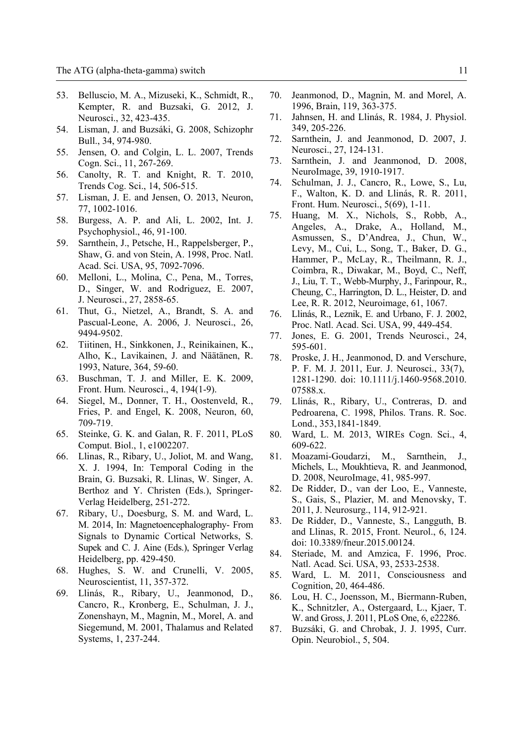53. Belluscio, M. A., Mizuseki, K., Schmidt, R., Kempter, R. and Buzsaki, G. 2012, J. Neurosci., 32, 423-435.
54. Lisman, J. and Buzsáki, G. 2008, Schizophr Bull., 34, 974-980.
55. Jensen, O. and Colgin, L. L. 2007, Trends Cogn. Sci., 11, 267-269.
56. Canolty, R. T. and Knight, R. T. 2010, Trends Cog. Sci., 14, 506-515.
57. Lisman, J. E. and Jensen, O. 2013, Neuron, 77, 1002-1016.
58. Burgess, A. P. and Ali, L. 2002, Int. J. Psychophysiol., 46, 91-100.
59. Sarnthein, J., Petsche, H., Rappelsberger, P., Shaw, G. and von Stein, A. 1998, Proc. Natl. Acad. Sci. USA, 95, 7092-7096.
60. Melloni, L., Molina, C., Pena, M., Torres, D., Singer, W. and Rodriguez, E. 2007, J. Neurosci., 27, 2858-65.
61. Thut, G., Nietzel, A., Brandt, S. A. and Pascual-Leone, A. 2006, J. Neurosci., 26, 9494-9502.
62. Tiitinen, H., Sinkkonen, J., Reinikainen, K., Alho, K., Lavikainen, J. and Näätänen, R. 1993, Nature, 364, 59-60.
63. Buschman, T. J. and Miller, E. K. 2009, Front. Hum. Neurosci., 4, 194(1-9).
64. Siegel, M., Donner, T. H., Oostenveld, R., Fries, P. and Engel, K. 2008, Neuron, 60, 709-719.
65. Steinke, G. K. and Galan, R. F. 2011, PLoS Comput. Biol., 1, e1002207.
66. Llinas, R., Ribary, U., Joliot, M. and Wang, X. J. 1994, In: Temporal Coding in the Brain, G. Buzsaki, R. Llinas, W. Singer, A. Berthoz and Y. Christen (Eds.), Springer-Verlag Heidelberg, 251-272.
67. Ribary, U., Doesburg, S. M. and Ward, L. M. 2014, In: Magnetoencephalography- From Signals to Dynamic Cortical Networks, S. Supek and C. J. Aine (Eds.), Springer Verlag Heidelberg, pp. 429-450.
68. Hughes, S. W. and Crunelli, V. 2005, Neuroscientist, 11, 357-372.
69. Llinás, R., Ribary, U., Jeanmonod, D., Cancro, R., Kronberg, E., Schulman, J. J., Zonenshayn, M., Magnin, M., Morel, A. and Siegemund, M. 2001, Thalamus and Related Systems, 1, 237-244.
70. Jeanmonod, D., Magnin, M. and Morel, A. 1996, Brain, 119, 363-375.
71. Jahnsen, H. and Llinás, R. 1984, J. Physiol. 349, 205-226.
72. Sarnthein, J. and Jeanmonod, D. 2007, J. Neurosci., 27, 124-131.
73. Sarnthein, J. and Jeanmonod, D. 2008, NeuroImage, 39, 1910-1917.
74. Schulman, J. J., Cancro, R., Lowe, S., Lu, F., Walton, K. D. and Llinás, R. R. 2011, Front. Hum. Neurosci., 5(69), 1-11.
75. Huang, M. X., Nichols, S., Robb, A., Angeles, A., Drake, A., Holland, M., Asmussen, S., D'Andrea, J., Chun, W., Levy, M., Cui, L., Song, T., Baker, D. G., Hammer, P., McLay, R., Theilmann, R. J., Coimbra, R., Diwakar, M., Boyd, C., Neff, J., Liu, T. T., Webb-Murphy, J., Farinpour, R., Cheung, C., Harrington, D. L., Heister, D. and Lee, R. R. 2012, Neuroimage, 61, 1067.
76. Llinás, R., Leznik, E. and Urbano, F. J. 2002, Proc. Natl. Acad. Sci. USA, 99, 449-454.
77. Jones, E. G. 2001, Trends Neurosci., 24, 595-601.
78. Proske, J. H., Jeanmonod, D. and Verschure, P. F. M. J. 2011, Eur. J. Neurosci., 33(7), 1281-1290. doi: 10.1111/j.1460-9568.2010.07588.x.
79. Llinás, R., Ribary, U., Contreras, D. and Pedroarena, C. 1998, Philos. Trans. R. Soc. Lond., 353,1841-1849.
80. Ward, L. M. 2013, WIREs Cogn. Sci., 4, 609-622.
81. Moazami-Goudarzi, M., Sarnthein, J., Michels, L., Moukhtieva, R. and Jeanmonod, D. 2008, NeuroImage, 41, 985-997.
82. De Ridder, D., van der Loo, E., Vanneste, S., Gais, S., Plazier, M. and Menovsky, T. 2011, J. Neurosurg., 114, 912-921.
83. De Ridder, D., Vanneste, S., Langguth, B. and Llinas, R. 2015, Front. Neurol., 6, 124. doi: 10.3389/fneur.2015.00124.
84. Steriade, M. and Amzica, F. 1996, Proc. Natl. Acad. Sci. USA, 93, 2533-2538.
85. Ward, L. M. 2011, Consciousness and Cognition, 20, 464-486.
86. Lou, H. C., Joensson, M., Biermann-Ruben, K., Schnitzler, A., Ostergaard, L., Kjaer, T. W. and Gross, J. 2011, PLoS One, 6, e22286.
87. Buzsáki, G. and Chrobak, J. J. 1995, Curr. Opin. Neurobiol., 5, 504.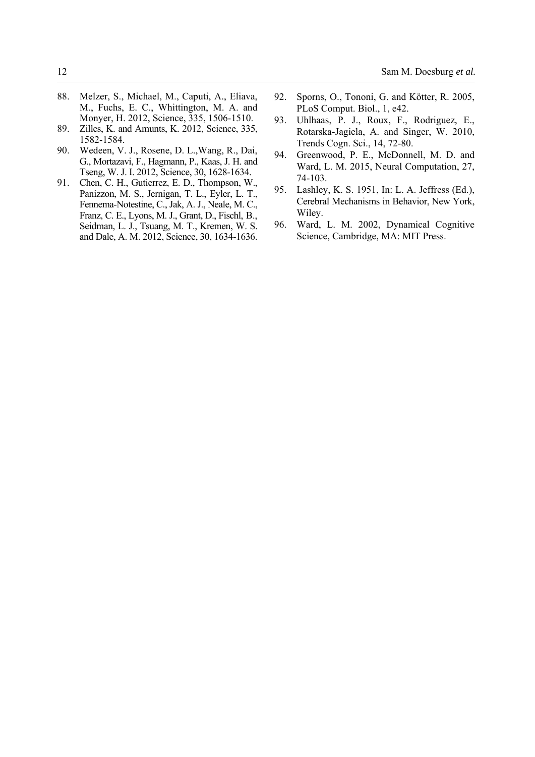88. Melzer, S., Michael, M., Caputi, A., Eliava, M., Fuchs, E. C., Whittington, M. A. and Monyer, H. 2012, Science, 335, 1506-1510.
89. Zilles, K. and Amunts, K. 2012, Science, 335, 1582-1584.
90. Wedeen, V. J., Rosene, D. L.,Wang, R., Dai, G., Mortazavi, F., Hagmann, P., Kaas, J. H. and Tseng, W. J. I. 2012, Science, 30, 1628-1634.
91. Chen, C. H., Gutierrez, E. D., Thompson, W., Panizzon, M. S., Jernigan, T. L., Eyler, L. T., Fennema-Notestine, C., Jak, A. J., Neale, M. C., Franz, C. E., Lyons, M. J., Grant, D., Fischl, B., Seidman, L. J., Tsuang, M. T., Kremen, W. S. and Dale, A. M. 2012, Science, 30, 1634-1636.
92. Sporns, O., Tononi, G. and Kötter, R. 2005, PLoS Comput. Biol., 1, e42.
93. Uhlhaas, P. J., Roux, F., Rodriguez, E., Rotarska-Jagiela, A. and Singer, W. 2010, Trends Cogn. Sci., 14, 72-80.
94. Greenwood, P. E., McDonnell, M. D. and Ward, L. M. 2015, Neural Computation, 27, 74-103.
95. Lashley, K. S. 1951, In: L. A. Jeffress (Ed.), Cerebral Mechanisms in Behavior, New York, Wiley.
96. Ward, L. M. 2002, Dynamical Cognitive Science, Cambridge, MA: MIT Press.